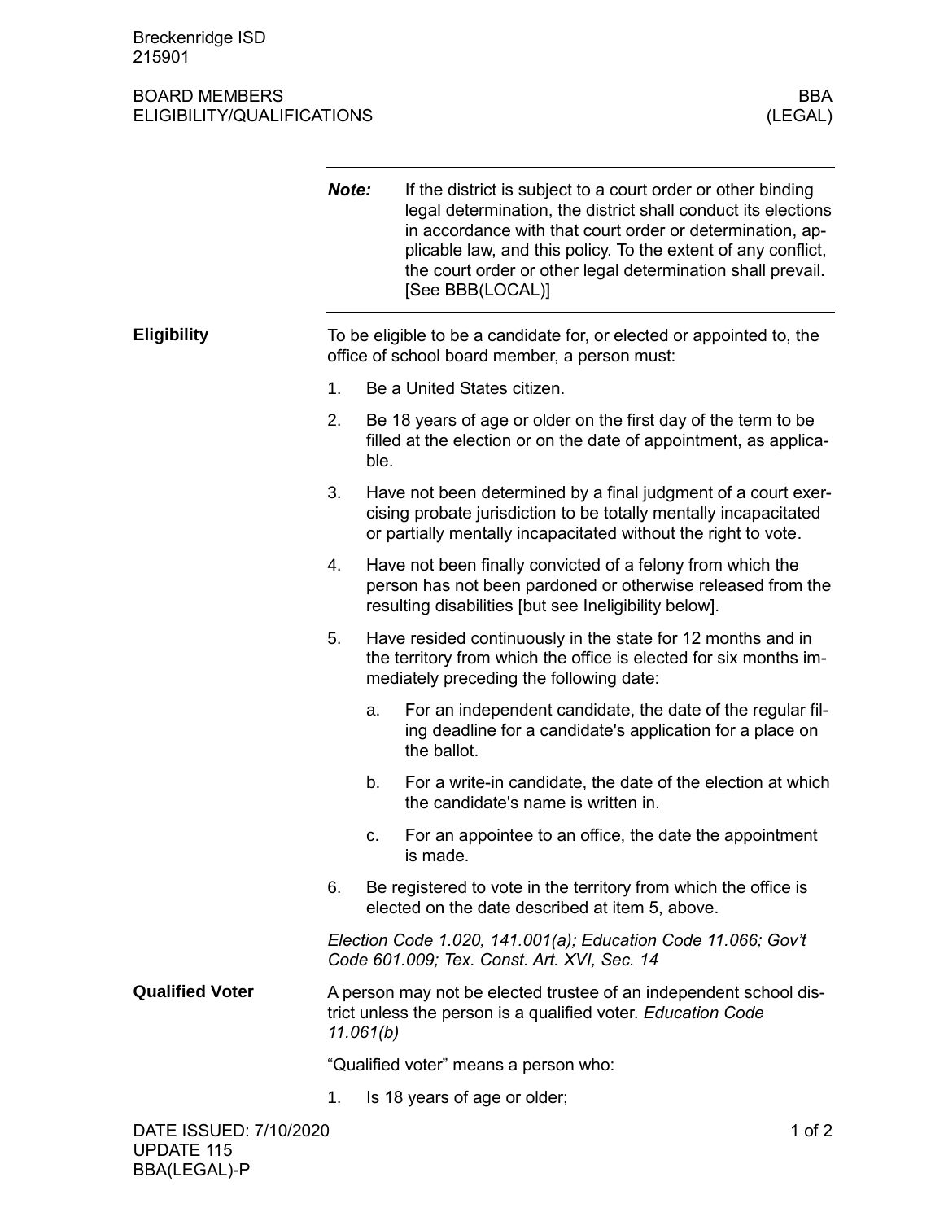Breckenridge ISD
215901

BOARD MEMBERS
ELIGIBILITY/QUALIFICATIONS

BBA
(LEGAL)

---

***Note:*** If the district is subject to a court order or other binding legal determination, the district shall conduct its elections in accordance with that court order or determination, applicable law, and this policy. To the extent of any conflict, the court order or other legal determination shall prevail. [See BBB(LOCAL)]

---

## Eligibility

To be eligible to be a candidate for, or elected or appointed to, the office of school board member, a person must:

1. Be a United States citizen.
2. Be 18 years of age or older on the first day of the term to be filled at the election or on the date of appointment, as applicable.
3. Have not been determined by a final judgment of a court exercising probate jurisdiction to be totally mentally incapacitated or partially mentally incapacitated without the right to vote.
4. Have not been finally convicted of a felony from which the person has not been pardoned or otherwise released from the resulting disabilities [but see Ineligibility below].
5. Have resided continuously in the state for 12 months and in the territory from which the office is elected for six months immediately preceding the following date:
   a. For an independent candidate, the date of the regular filing deadline for a candidate's application for a place on the ballot.
   b. For a write-in candidate, the date of the election at which the candidate's name is written in.
   c. For an appointee to an office, the date the appointment is made.
6. Be registered to vote in the territory from which the office is elected on the date described at item 5, above.

*Election Code 1.020, 141.001(a); Education Code 11.066; Gov't Code 601.009; Tex. Const. Art. XVI, Sec. 14*

## Qualified Voter

A person may not be elected trustee of an independent school district unless the person is a qualified voter. *Education Code 11.061(b)*

"Qualified voter" means a person who:

1. Is 18 years of age or older;

DATE ISSUED: 7/10/2020
UPDATE 115
BBA(LEGAL)-P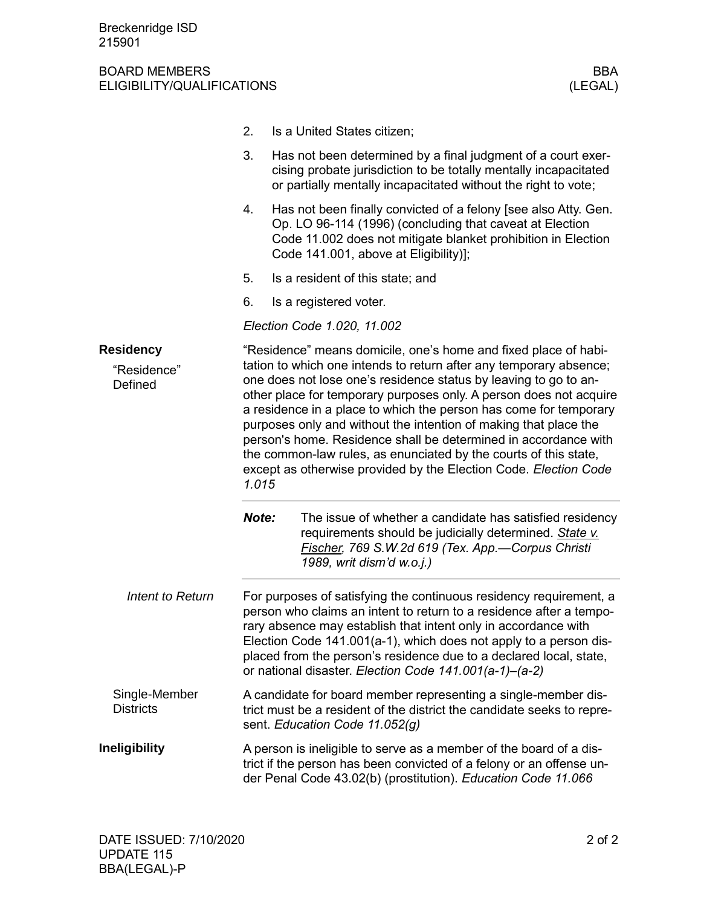2. Is a United States citizen;
3. Has not been determined by a final judgment of a court exercising probate jurisdiction to be totally mentally incapacitated or partially mentally incapacitated without the right to vote;
4. Has not been finally convicted of a felony [see also Atty. Gen. Op. LO 96-114 (1996) (concluding that caveat at Election Code 11.002 does not mitigate blanket prohibition in Election Code 141.001, above at Eligibility)];
5. Is a resident of this state; and
6. Is a registered voter.

*Election Code 1.020, 11.002*

## Residency

### "Residence" Defined

"Residence" means domicile, one's home and fixed place of habitation to which one intends to return after any temporary absence; one does not lose one's residence status by leaving to go to another place for temporary purposes only. A person does not acquire a residence in a place to which the person has come for temporary purposes only and without the intention of making that place the person's home. Residence shall be determined in accordance with the common-law rules, as enunciated by the courts of this state, except as otherwise provided by the Election Code. *Election Code 1.015*

***Note:*** The issue of whether a candidate has satisfied residency requirements should be judicially determined. *State v. Fischer, 769 S.W.2d 619 (Tex. App.—Corpus Christi 1989, writ dism'd w.o.j.)*

### *Intent to Return*

For purposes of satisfying the continuous residency requirement, a person who claims an intent to return to a residence after a temporary absence may establish that intent only in accordance with Election Code 141.001(a-1), which does not apply to a person displaced from the person's residence due to a declared local, state, or national disaster. *Election Code 141.001(a-1)–(a-2)*

### Single-Member Districts

A candidate for board member representing a single-member district must be a resident of the district the candidate seeks to represent. *Education Code 11.052(g)*

## Ineligibility

A person is ineligible to serve as a member of the board of a district if the person has been convicted of a felony or an offense under Penal Code 43.02(b) (prostitution). *Education Code 11.066*